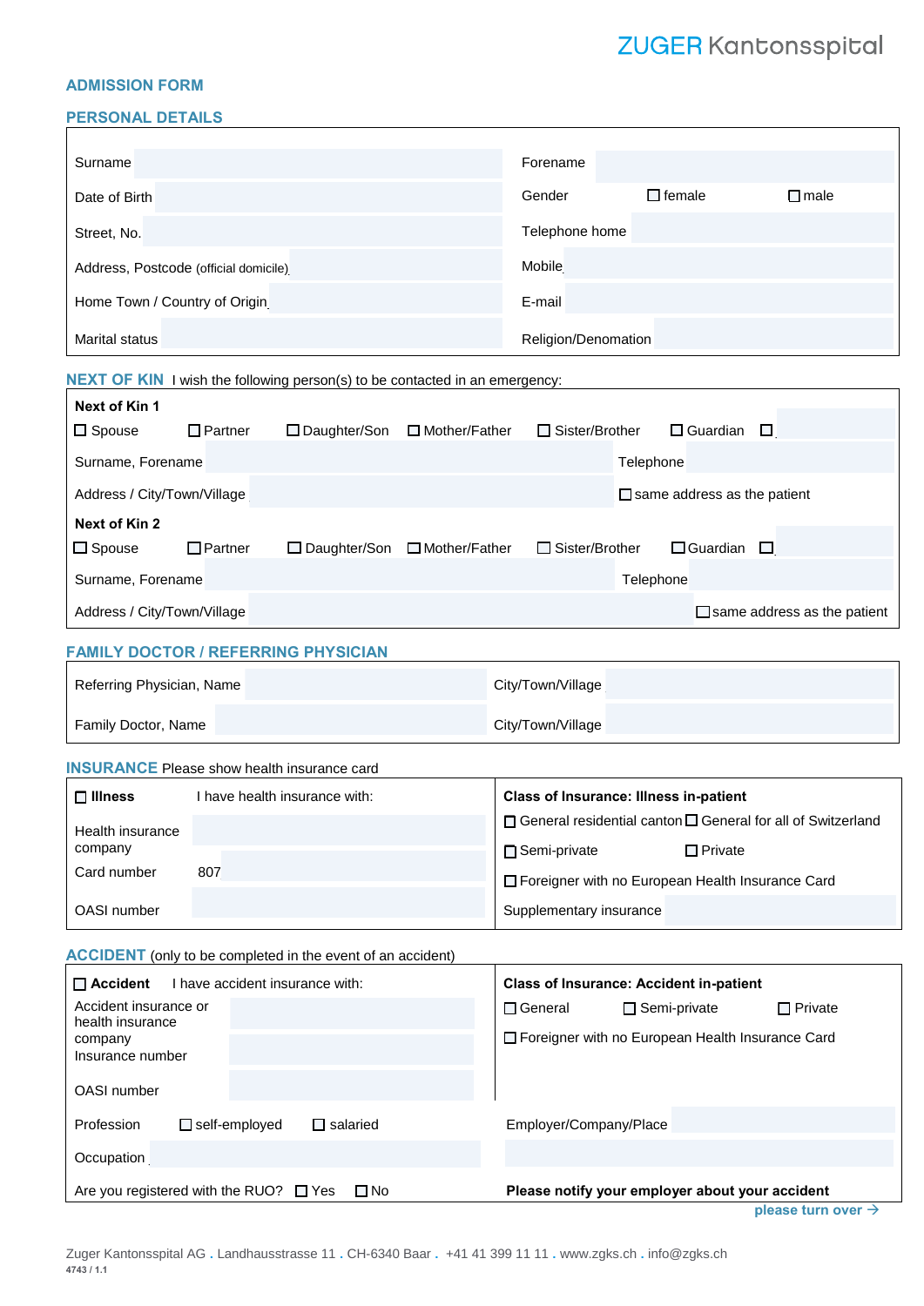ZUGER Kantonsspital

## ADMISSION FORM

### PERSONAL DETAILS

| | | | | |
|---|---|---|---|---|
| Surname | | Forename | | |
| Date of Birth | | Gender | ☐ female | ☐ male |
| Street, No. | | Telephone home | | |
| Address, Postcode (official domicile) | | Mobile | | |
| Home Town / Country of Origin | | E-mail | | |
| Marital status | | Religion/Denomation | | |

### NEXT OF KIN

I wish the following person(s) to be contacted in an emergency:

**Next of Kin 1**

☐ Spouse ☐ Partner ☐ Daughter/Son ☐ Mother/Father ☐ Sister/Brother ☐ Guardian ☐

Surname, Forename | Telephone

Address / City/Town/Village | ☐ same address as the patient

**Next of Kin 2**

☐ Spouse ☐ Partner ☐ Daughter/Son ☐ Mother/Father ☐ Sister/Brother ☐ Guardian ☐

Surname, Forename | Telephone

Address / City/Town/Village | ☐ same address as the patient

### FAMILY DOCTOR / REFERRING PHYSICIAN

| | | | |
|---|---|---|---|
| Referring Physician, Name | | City/Town/Village | |
| Family Doctor, Name | | City/Town/Village | |

### INSURANCE

Please show health insurance card

☐ **Illness** I have health insurance with:

Health insurance company

Card number 807

OASI number

**Class of Insurance: Illness in-patient**

☐ General residential canton ☐ General for all of Switzerland

☐ Semi-private ☐ Private

☐ Foreigner with no European Health Insurance Card

Supplementary insurance

### ACCIDENT

(only to be completed in the event of an accident)

☐ **Accident** I have accident insurance with:

Accident insurance or health insurance company

Insurance number

OASI number

**Class of Insurance: Accident in-patient**

☐ General ☐ Semi-private ☐ Private

☐ Foreigner with no European Health Insurance Card

Profession ☐ self-employed ☐ salaried

Employer/Company/Place

Occupation

Are you registered with the RUO? ☐ Yes ☐ No

**Please notify your employer about your accident**

please turn over →

Zuger Kantonsspital AG . Landhausstrasse 11 . CH-6340 Baar . +41 41 399 11 11 . www.zgks.ch . info@zgks.ch

4743 / 1.1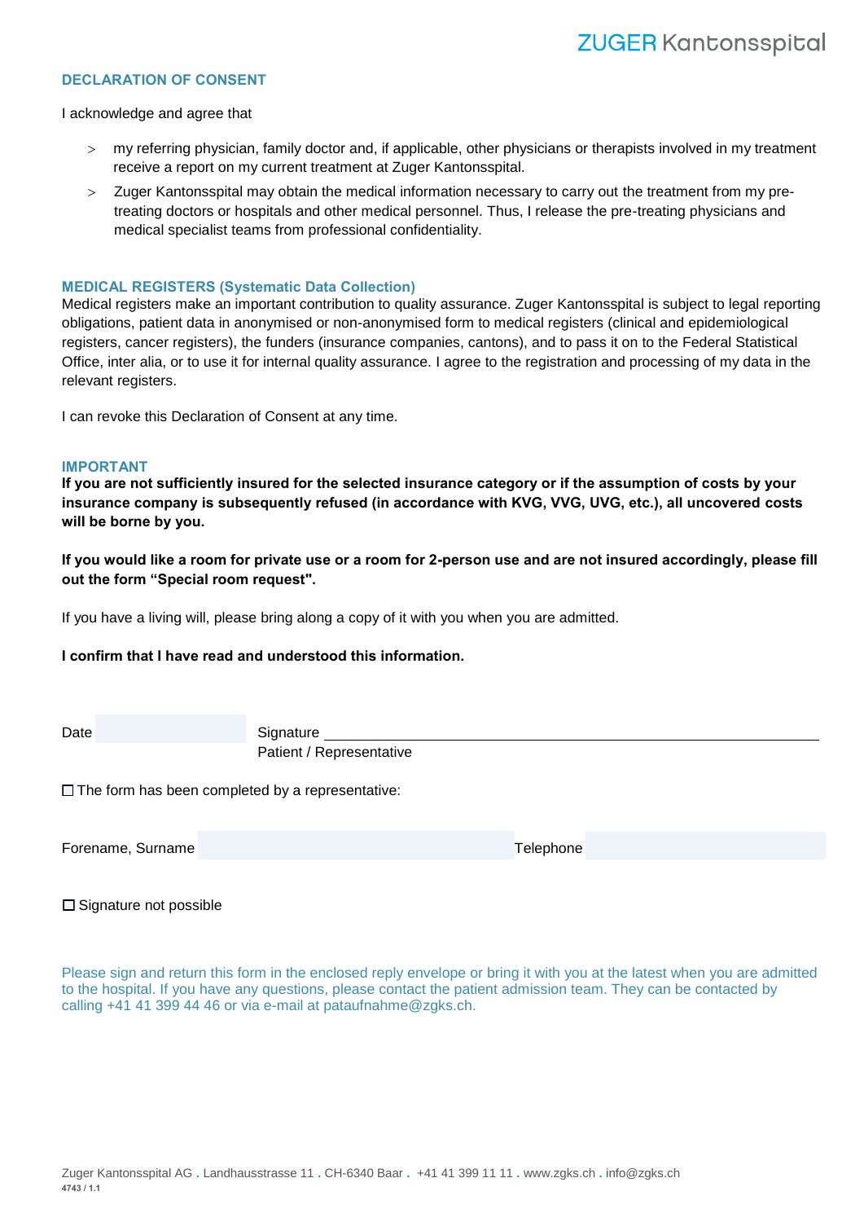## DECLARATION OF CONSENT

I acknowledge and agree that

- my referring physician, family doctor and, if applicable, other physicians or therapists involved in my treatment receive a report on my current treatment at Zuger Kantonsspital.
- Zuger Kantonsspital may obtain the medical information necessary to carry out the treatment from my pre-treating doctors or hospitals and other medical personnel. Thus, I release the pre-treating physicians and medical specialist teams from professional confidentiality.

## MEDICAL REGISTERS (Systematic Data Collection)

Medical registers make an important contribution to quality assurance. Zuger Kantonsspital is subject to legal reporting obligations, patient data in anonymised or non-anonymised form to medical registers (clinical and epidemiological registers, cancer registers), the funders (insurance companies, cantons), and to pass it on to the Federal Statistical Office, inter alia, or to use it for internal quality assurance. I agree to the registration and processing of my data in the relevant registers.

I can revoke this Declaration of Consent at any time.

## IMPORTANT

**If you are not sufficiently insured for the selected insurance category or if the assumption of costs by your insurance company is subsequently refused (in accordance with KVG, VVG, UVG, etc.), all uncovered costs will be borne by you.**

**If you would like a room for private use or a room for 2-person use and are not insured accordingly, please fill out the form "Special room request".**

If you have a living will, please bring along a copy of it with you when you are admitted.

**I confirm that I have read and understood this information.**

Date ____________ Signature ______________________________
Patient / Representative

☐ The form has been completed by a representative:

Forename, Surname ____________________ Telephone ____________________

☐ Signature not possible

Please sign and return this form in the enclosed reply envelope or bring it with you at the latest when you are admitted to the hospital. If you have any questions, please contact the patient admission team. They can be contacted by calling +41 41 399 44 46 or via e-mail at pataufnahme@zgks.ch.

Zuger Kantonsspital AG . Landhausstrasse 11 . CH-6340 Baar . +41 41 399 11 11 . www.zgks.ch . info@zgks.ch
4743 / 1.1